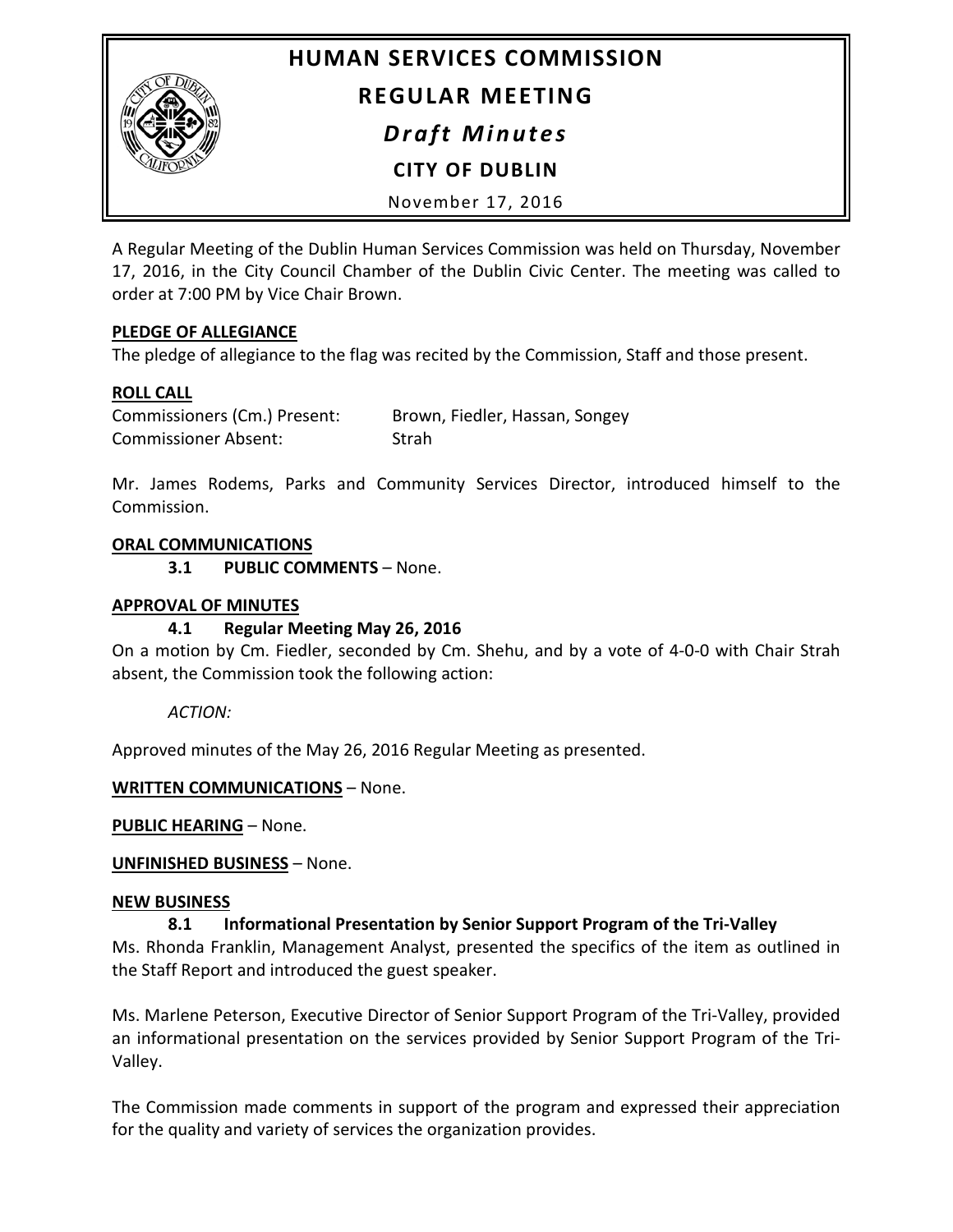# HUMAN SERVICES COMMISSION

## REGULAR MEETING

### *Draft Minutes*

### CITY OF DUBLIN

November 17, 2016

A Regular Meeting of the Dublin Human Services Commission was held on Thursday, November 17, 2016, in the City Council Chamber of the Dublin Civic Center. The meeting was called to order at 7:00 PM by Vice Chair Brown.

**PLEDGE OF ALLEGIANCE**

The pledge of allegiance to the flag was recited by the Commission, Staff and those present.

**ROLL CALL**

| | |
|---|---|
| Commissioners (Cm.) Present: | Brown, Fiedler, Hassan, Songey |
| Commissioner Absent: | Strah |

Mr. James Rodems, Parks and Community Services Director, introduced himself to the Commission.

**ORAL COMMUNICATIONS**

**3.1 PUBLIC COMMENTS** – None.

**APPROVAL OF MINUTES**

**4.1 Regular Meeting May 26, 2016**

On a motion by Cm. Fiedler, seconded by Cm. Shehu, and by a vote of 4-0-0 with Chair Strah absent, the Commission took the following action:

*ACTION:*

Approved minutes of the May 26, 2016 Regular Meeting as presented.

**WRITTEN COMMUNICATIONS** – None.

**PUBLIC HEARING** – None.

**UNFINISHED BUSINESS** – None.

**NEW BUSINESS**

**8.1 Informational Presentation by Senior Support Program of the Tri-Valley**

Ms. Rhonda Franklin, Management Analyst, presented the specifics of the item as outlined in the Staff Report and introduced the guest speaker.

Ms. Marlene Peterson, Executive Director of Senior Support Program of the Tri-Valley, provided an informational presentation on the services provided by Senior Support Program of the Tri-Valley.

The Commission made comments in support of the program and expressed their appreciation for the quality and variety of services the organization provides.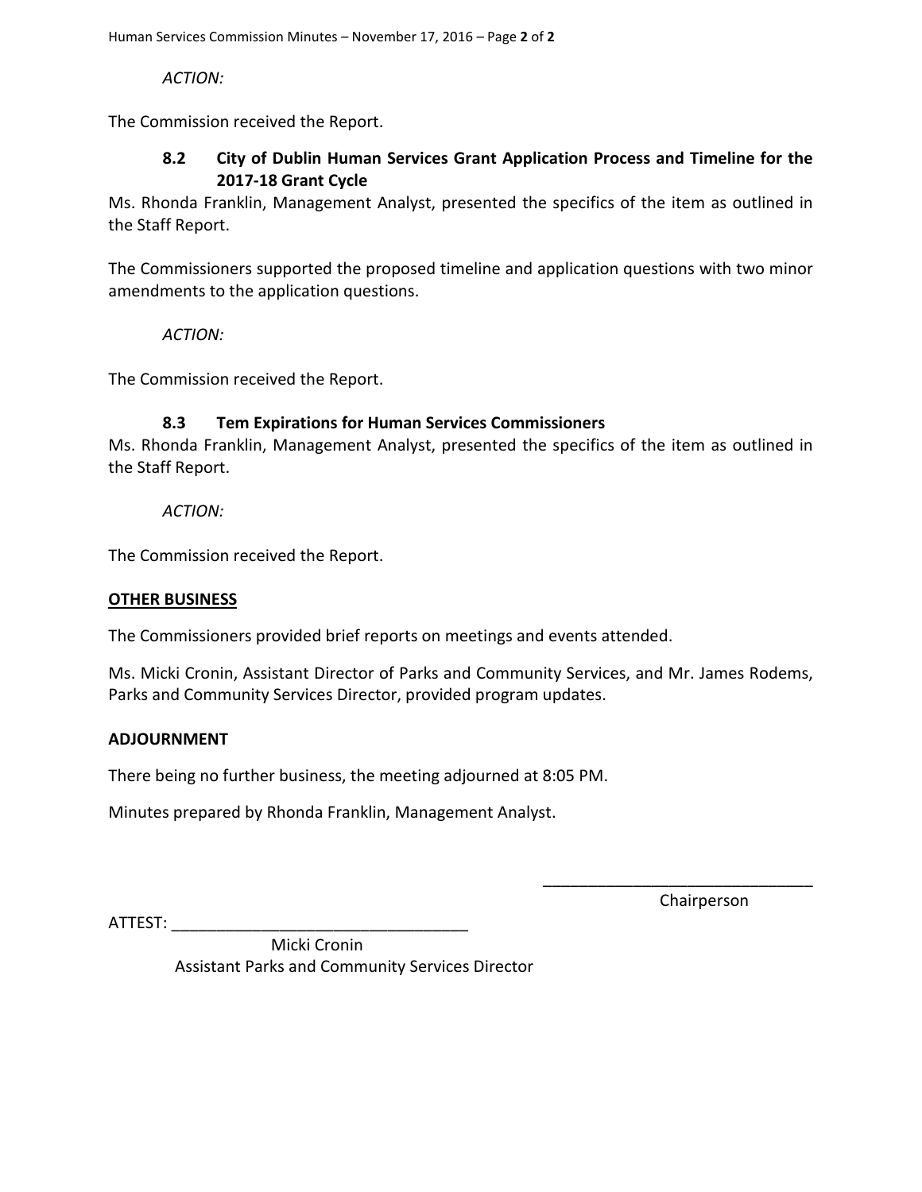*ACTION:*

The Commission received the Report.

### 8.2 City of Dublin Human Services Grant Application Process and Timeline for the 2017-18 Grant Cycle

Ms. Rhonda Franklin, Management Analyst, presented the specifics of the item as outlined in the Staff Report.

The Commissioners supported the proposed timeline and application questions with two minor amendments to the application questions.

*ACTION:*

The Commission received the Report.

### 8.3 Tem Expirations for Human Services Commissioners

Ms. Rhonda Franklin, Management Analyst, presented the specifics of the item as outlined in the Staff Report.

*ACTION:*

The Commission received the Report.

## **OTHER BUSINESS**

The Commissioners provided brief reports on meetings and events attended.

Ms. Micki Cronin, Assistant Director of Parks and Community Services, and Mr. James Rodems, Parks and Community Services Director, provided program updates.

## **ADJOURNMENT**

There being no further business, the meeting adjourned at 8:05 PM.

Minutes prepared by Rhonda Franklin, Management Analyst.

______________________________
Chairperson

ATTEST: _________________________________
Micki Cronin
Assistant Parks and Community Services Director